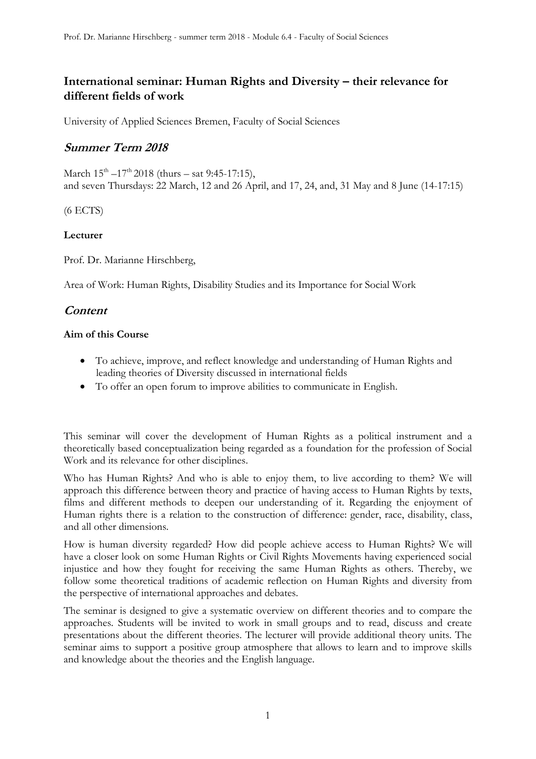## International seminar: Human Rights and Diversity – their relevance for different fields of work

University of Applied Sciences Bremen, Faculty of Social Sciences

## *Summer Term 2018*

March $15^{th}$ –$17^{th}$ 2018 (thurs – sat 9:45-17:15),
and seven Thursdays: 22 March, 12 and 26 April, and 17, 24, and, 31 May and 8 June (14-17:15)

(6 ECTS)

**Lecturer**

Prof. Dr. Marianne Hirschberg,

Area of Work: Human Rights, Disability Studies and its Importance for Social Work

## *Content*

**Aim of this Course**

- To achieve, improve, and reflect knowledge and understanding of Human Rights and leading theories of Diversity discussed in international fields
- To offer an open forum to improve abilities to communicate in English.

This seminar will cover the development of Human Rights as a political instrument and a theoretically based conceptualization being regarded as a foundation for the profession of Social Work and its relevance for other disciplines.

Who has Human Rights? And who is able to enjoy them, to live according to them? We will approach this difference between theory and practice of having access to Human Rights by texts, films and different methods to deepen our understanding of it. Regarding the enjoyment of Human rights there is a relation to the construction of difference: gender, race, disability, class, and all other dimensions.

How is human diversity regarded? How did people achieve access to Human Rights? We will have a closer look on some Human Rights or Civil Rights Movements having experienced social injustice and how they fought for receiving the same Human Rights as others. Thereby, we follow some theoretical traditions of academic reflection on Human Rights and diversity from the perspective of international approaches and debates.

The seminar is designed to give a systematic overview on different theories and to compare the approaches. Students will be invited to work in small groups and to read, discuss and create presentations about the different theories. The lecturer will provide additional theory units. The seminar aims to support a positive group atmosphere that allows to learn and to improve skills and knowledge about the theories and the English language.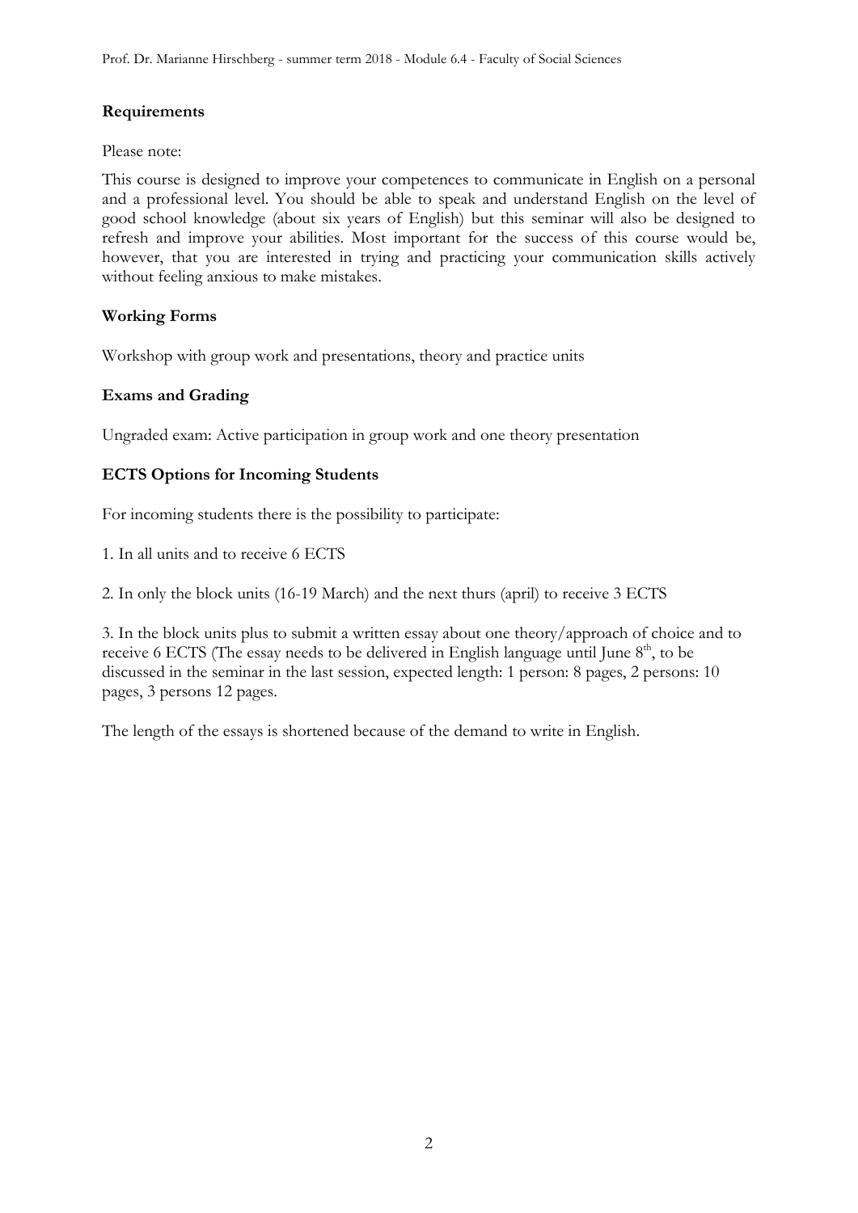## Requirements

Please note:

This course is designed to improve your competences to communicate in English on a personal and a professional level. You should be able to speak and understand English on the level of good school knowledge (about six years of English) but this seminar will also be designed to refresh and improve your abilities. Most important for the success of this course would be, however, that you are interested in trying and practicing your communication skills actively without feeling anxious to make mistakes.

## Working Forms

Workshop with group work and presentations, theory and practice units

## Exams and Grading

Ungraded exam: Active participation in group work and one theory presentation

## ECTS Options for Incoming Students

For incoming students there is the possibility to participate:

1. In all units and to receive 6 ECTS

2. In only the block units (16-19 March) and the next thurs (april) to receive 3 ECTS

3. In the block units plus to submit a written essay about one theory/approach of choice and to receive 6 ECTS (The essay needs to be delivered in English language until June 8th, to be discussed in the seminar in the last session, expected length: 1 person: 8 pages, 2 persons: 10 pages, 3 persons 12 pages.

The length of the essays is shortened because of the demand to write in English.